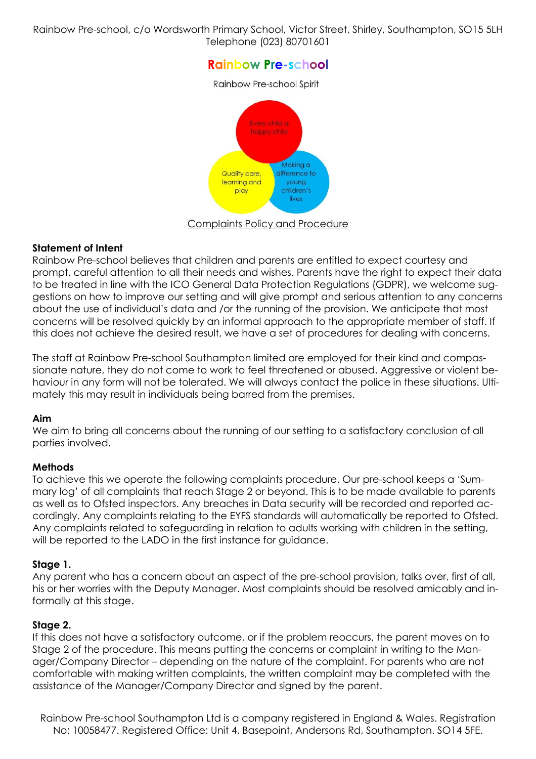Rainbow Pre-school, c/o Wordsworth Primary School, Victor Street, Shirley, Southampton, SO15 5LH
Telephone (023) 80701601

# Rainbow Pre-school

Rainbow Pre-school Spirit

Every child a happy child

Quality care, learning and play

Making a difference to young children's lives

## Complaints Policy and Procedure

**Statement of Intent**

Rainbow Pre-school believes that children and parents are entitled to expect courtesy and prompt, careful attention to all their needs and wishes. Parents have the right to expect their data to be treated in line with the ICO General Data Protection Regulations (GDPR), we welcome suggestions on how to improve our setting and will give prompt and serious attention to any concerns about the use of individual's data and /or the running of the provision. We anticipate that most concerns will be resolved quickly by an informal approach to the appropriate member of staff. If this does not achieve the desired result, we have a set of procedures for dealing with concerns.

The staff at Rainbow Pre-school Southampton limited are employed for their kind and compassionate nature, they do not come to work to feel threatened or abused. Aggressive or violent behaviour in any form will not be tolerated. We will always contact the police in these situations. Ultimately this may result in individuals being barred from the premises.

**Aim**

We aim to bring all concerns about the running of our setting to a satisfactory conclusion of all parties involved.

**Methods**

To achieve this we operate the following complaints procedure. Our pre-school keeps a 'Summary log' of all complaints that reach Stage 2 or beyond. This is to be made available to parents as well as to Ofsted inspectors. Any breaches in Data security will be recorded and reported accordingly. Any complaints relating to the EYFS standards will automatically be reported to Ofsted. Any complaints related to safeguarding in relation to adults working with children in the setting, will be reported to the LADO in the first instance for guidance.

**Stage 1.**

Any parent who has a concern about an aspect of the pre-school provision, talks over, first of all, his or her worries with the Deputy Manager. Most complaints should be resolved amicably and informally at this stage.

**Stage 2.**

If this does not have a satisfactory outcome, or if the problem reoccurs, the parent moves on to Stage 2 of the procedure. This means putting the concerns or complaint in writing to the Manager/Company Director – depending on the nature of the complaint. For parents who are not comfortable with making written complaints, the written complaint may be completed with the assistance of the Manager/Company Director and signed by the parent.

Rainbow Pre-school Southampton Ltd is a company registered in England & Wales. Registration No: 10058477. Registered Office: Unit 4, Basepoint, Andersons Rd, Southampton. SO14 5FE.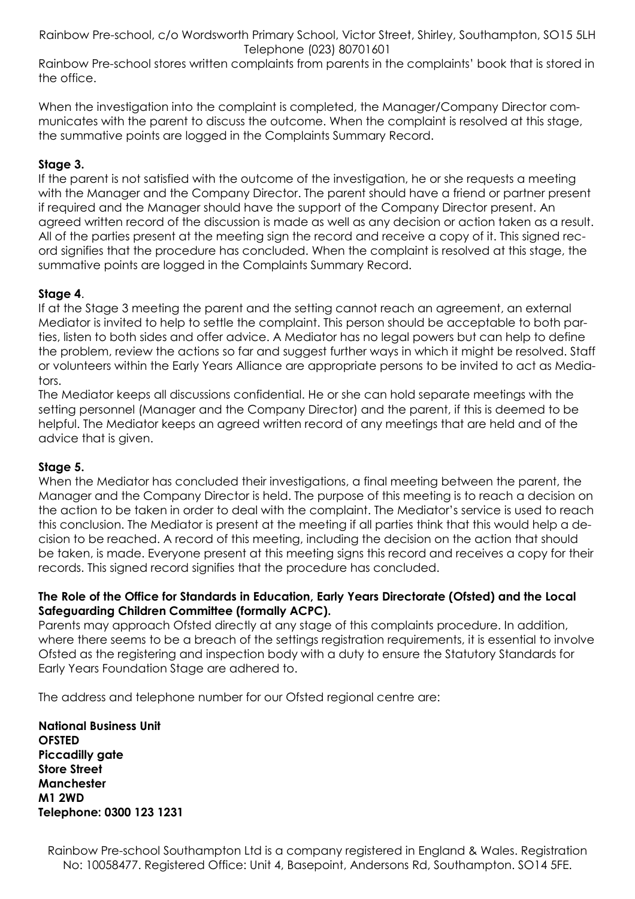Rainbow Pre-school stores written complaints from parents in the complaints' book that is stored in the office.

When the investigation into the complaint is completed, the Manager/Company Director communicates with the parent to discuss the outcome. When the complaint is resolved at this stage, the summative points are logged in the Complaints Summary Record.

**Stage 3.**

If the parent is not satisfied with the outcome of the investigation, he or she requests a meeting with the Manager and the Company Director. The parent should have a friend or partner present if required and the Manager should have the support of the Company Director present. An agreed written record of the discussion is made as well as any decision or action taken as a result. All of the parties present at the meeting sign the record and receive a copy of it. This signed record signifies that the procedure has concluded. When the complaint is resolved at this stage, the summative points are logged in the Complaints Summary Record.

**Stage 4**.

If at the Stage 3 meeting the parent and the setting cannot reach an agreement, an external Mediator is invited to help to settle the complaint. This person should be acceptable to both parties, listen to both sides and offer advice. A Mediator has no legal powers but can help to define the problem, review the actions so far and suggest further ways in which it might be resolved. Staff or volunteers within the Early Years Alliance are appropriate persons to be invited to act as Mediators.

The Mediator keeps all discussions confidential. He or she can hold separate meetings with the setting personnel (Manager and the Company Director) and the parent, if this is deemed to be helpful. The Mediator keeps an agreed written record of any meetings that are held and of the advice that is given.

**Stage 5.**

When the Mediator has concluded their investigations, a final meeting between the parent, the Manager and the Company Director is held. The purpose of this meeting is to reach a decision on the action to be taken in order to deal with the complaint. The Mediator's service is used to reach this conclusion. The Mediator is present at the meeting if all parties think that this would help a decision to be reached. A record of this meeting, including the decision on the action that should be taken, is made. Everyone present at this meeting signs this record and receives a copy for their records. This signed record signifies that the procedure has concluded.

**The Role of the Office for Standards in Education, Early Years Directorate (Ofsted) and the Local Safeguarding Children Committee (formally ACPC).**

Parents may approach Ofsted directly at any stage of this complaints procedure. In addition, where there seems to be a breach of the settings registration requirements, it is essential to involve Ofsted as the registering and inspection body with a duty to ensure the Statutory Standards for Early Years Foundation Stage are adhered to.

The address and telephone number for our Ofsted regional centre are:

**National Business Unit**
**OFSTED**
**Piccadilly gate**
**Store Street**
**Manchester**
**M1 2WD**
**Telephone: 0300 123 1231**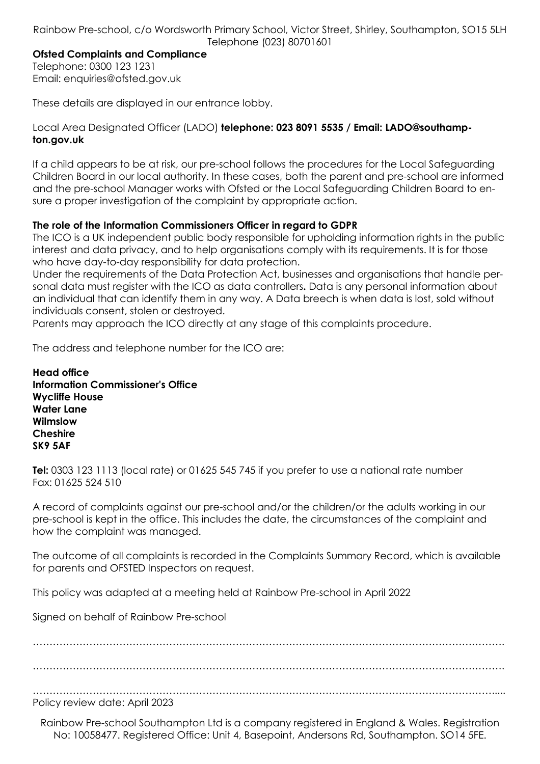Rainbow Pre-school, c/o Wordsworth Primary School, Victor Street, Shirley, Southampton, SO15 5LH
Telephone (023) 80701601

**Ofsted Complaints and Compliance**
Telephone: 0300 123 1231
Email: enquiries@ofsted.gov.uk

These details are displayed in our entrance lobby.

Local Area Designated Officer (LADO) **telephone: 023 8091 5535 / Email: LADO@southampton.gov.uk**

If a child appears to be at risk, our pre-school follows the procedures for the Local Safeguarding Children Board in our local authority. In these cases, both the parent and pre-school are informed and the pre-school Manager works with Ofsted or the Local Safeguarding Children Board to ensure a proper investigation of the complaint by appropriate action.

**The role of the Information Commissioners Officer in regard to GDPR**

The ICO is a UK independent public body responsible for upholding information rights in the public interest and data privacy, and to help organisations comply with its requirements. It is for those who have day-to-day responsibility for data protection.

Under the requirements of the Data Protection Act, businesses and organisations that handle personal data must register with the ICO as data controllers**.** Data is any personal information about an individual that can identify them in any way. A Data breech is when data is lost, sold without individuals consent, stolen or destroyed.

Parents may approach the ICO directly at any stage of this complaints procedure.

The address and telephone number for the ICO are:

**Head office**
**Information Commissioner's Office**
**Wycliffe House**
**Water Lane**
**Wilmslow**
**Cheshire**
**SK9 5AF**

**Tel:** 0303 123 1113 (local rate) or 01625 545 745 if you prefer to use a national rate number
Fax: 01625 524 510

A record of complaints against our pre-school and/or the children/or the adults working in our pre-school is kept in the office. This includes the date, the circumstances of the complaint and how the complaint was managed.

The outcome of all complaints is recorded in the Complaints Summary Record, which is available for parents and OFSTED Inspectors on request.

This policy was adapted at a meeting held at Rainbow Pre-school in April 2022

Signed on behalf of Rainbow Pre-school

……………………………………………………………………………………………………………………….

……………………………………………………………………………………………………………………….

……………………………………………………………………………………………………………………....

Policy review date: April 2023

Rainbow Pre-school Southampton Ltd is a company registered in England & Wales. Registration No: 10058477. Registered Office: Unit 4, Basepoint, Andersons Rd, Southampton. SO14 5FE.